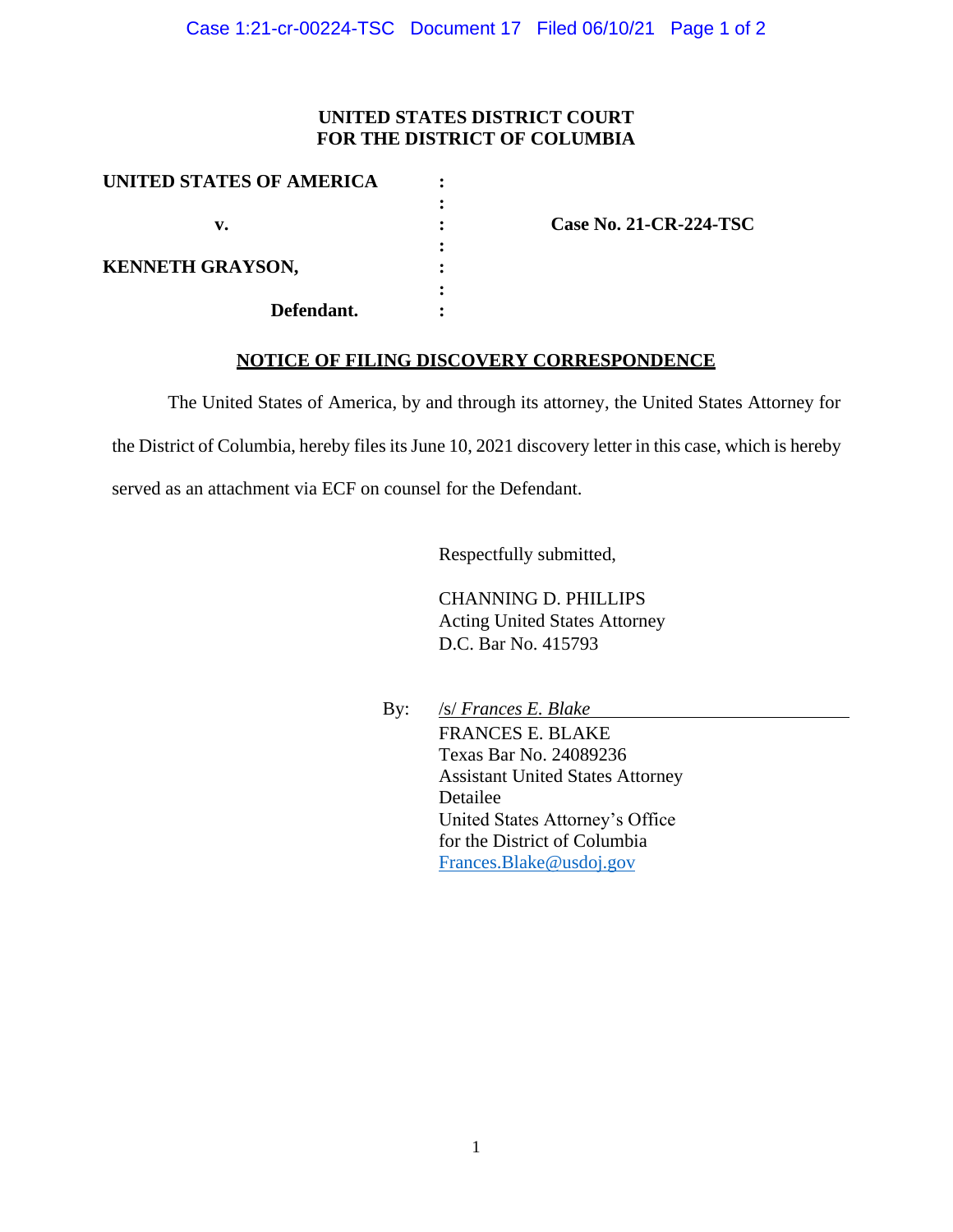**UNITED STATES DISTRICT COURT**
**FOR THE DISTRICT OF COLUMBIA**

| | | |
|---|---|---|
| **UNITED STATES OF AMERICA** | : | |
| | : | |
| **v.** | : | **Case No. 21-CR-224-TSC** |
| | : | |
| **KENNETH GRAYSON,** | : | |
| | : | |
| **Defendant.** | : | |

**NOTICE OF FILING DISCOVERY CORRESPONDENCE**

The United States of America, by and through its attorney, the United States Attorney for the District of Columbia, hereby files its June 10, 2021 discovery letter in this case, which is hereby served as an attachment via ECF on counsel for the Defendant.

Respectfully submitted,

CHANNING D. PHILLIPS
Acting United States Attorney
D.C. Bar No. 415793

By: /s/ *Frances E. Blake*
FRANCES E. BLAKE
Texas Bar No. 24089236
Assistant United States Attorney
Detailee
United States Attorney's Office
for the District of Columbia
Frances.Blake@usdoj.gov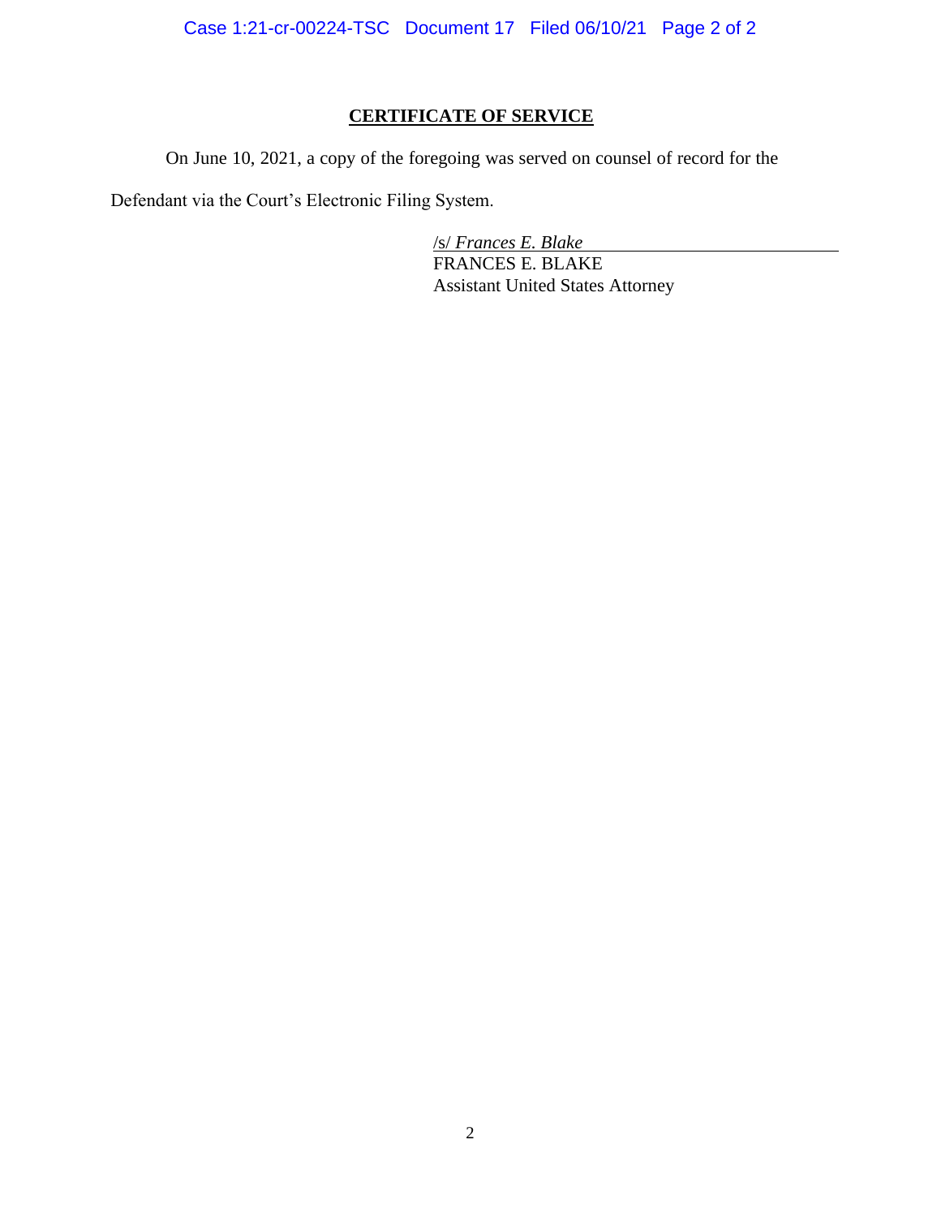## CERTIFICATE OF SERVICE

On June 10, 2021, a copy of the foregoing was served on counsel of record for the Defendant via the Court's Electronic Filing System.

/s/ *Frances E. Blake*
FRANCES E. BLAKE
Assistant United States Attorney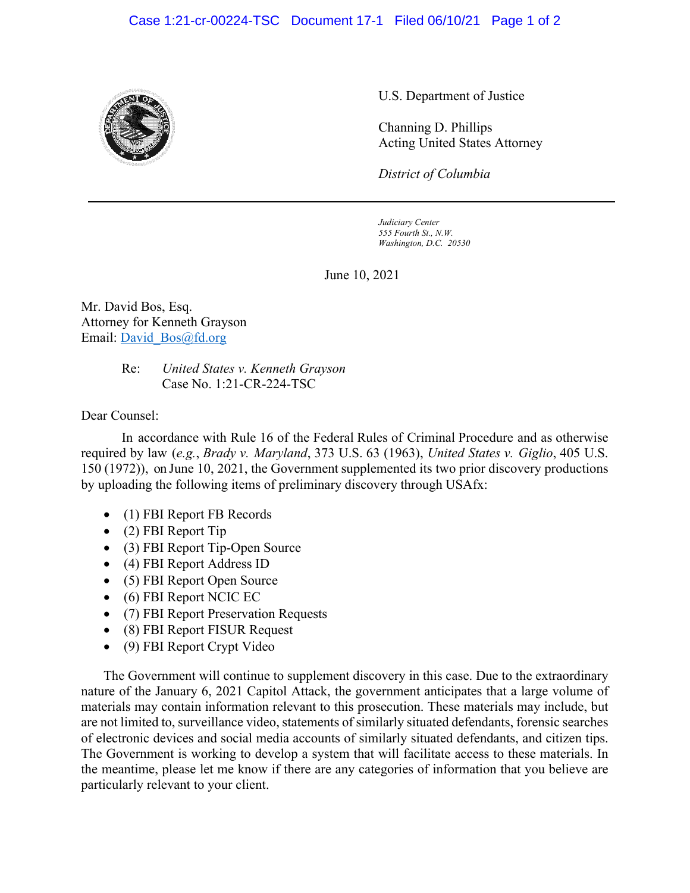U.S. Department of Justice

Channing D. Phillips
Acting United States Attorney

*District of Columbia*

---

*Judiciary Center*
*555 Fourth St., N.W.*
*Washington, D.C. 20530*

June 10, 2021

Mr. David Bos, Esq.
Attorney for Kenneth Grayson
Email: David_Bos@fd.org

Re: *United States v. Kenneth Grayson*
Case No. 1:21-CR-224-TSC

Dear Counsel:

In accordance with Rule 16 of the Federal Rules of Criminal Procedure and as otherwise required by law (*e.g.*, *Brady v. Maryland*, 373 U.S. 63 (1963), *United States v. Giglio*, 405 U.S. 150 (1972)), on June 10, 2021, the Government supplemented its two prior discovery productions by uploading the following items of preliminary discovery through USAfx:

- (1) FBI Report FB Records
- (2) FBI Report Tip
- (3) FBI Report Tip-Open Source
- (4) FBI Report Address ID
- (5) FBI Report Open Source
- (6) FBI Report NCIC EC
- (7) FBI Report Preservation Requests
- (8) FBI Report FISUR Request
- (9) FBI Report Crypt Video

The Government will continue to supplement discovery in this case. Due to the extraordinary nature of the January 6, 2021 Capitol Attack, the government anticipates that a large volume of materials may contain information relevant to this prosecution. These materials may include, but are not limited to, surveillance video, statements of similarly situated defendants, forensic searches of electronic devices and social media accounts of similarly situated defendants, and citizen tips. The Government is working to develop a system that will facilitate access to these materials. In the meantime, please let me know if there are any categories of information that you believe are particularly relevant to your client.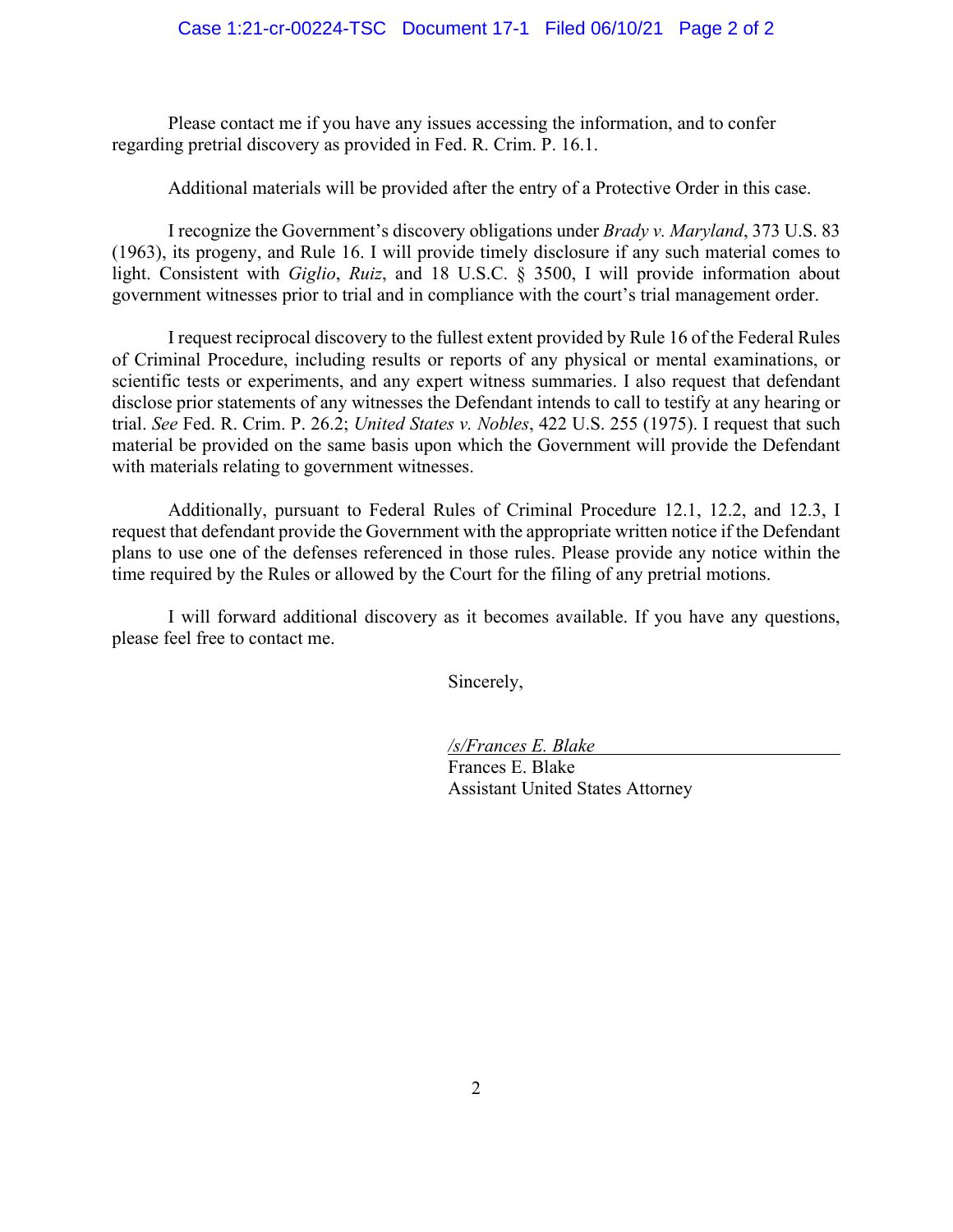Please contact me if you have any issues accessing the information, and to confer regarding pretrial discovery as provided in Fed. R. Crim. P. 16.1.

Additional materials will be provided after the entry of a Protective Order in this case.

I recognize the Government's discovery obligations under *Brady v. Maryland*, 373 U.S. 83 (1963), its progeny, and Rule 16. I will provide timely disclosure if any such material comes to light. Consistent with *Giglio*, *Ruiz*, and 18 U.S.C. § 3500, I will provide information about government witnesses prior to trial and in compliance with the court's trial management order.

I request reciprocal discovery to the fullest extent provided by Rule 16 of the Federal Rules of Criminal Procedure, including results or reports of any physical or mental examinations, or scientific tests or experiments, and any expert witness summaries. I also request that defendant disclose prior statements of any witnesses the Defendant intends to call to testify at any hearing or trial. *See* Fed. R. Crim. P. 26.2; *United States v. Nobles*, 422 U.S. 255 (1975). I request that such material be provided on the same basis upon which the Government will provide the Defendant with materials relating to government witnesses.

Additionally, pursuant to Federal Rules of Criminal Procedure 12.1, 12.2, and 12.3, I request that defendant provide the Government with the appropriate written notice if the Defendant plans to use one of the defenses referenced in those rules. Please provide any notice within the time required by the Rules or allowed by the Court for the filing of any pretrial motions.

I will forward additional discovery as it becomes available. If you have any questions, please feel free to contact me.

Sincerely,

*/s/Frances E. Blake*
Frances E. Blake
Assistant United States Attorney